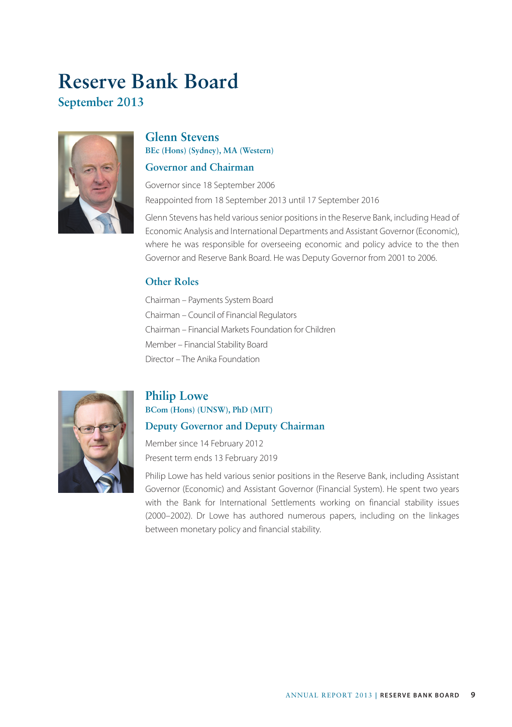# Reserve Bank Board

## September 2013

### Glenn Stevens

**BEc (Hons) (Sydney), MA (Western)**

#### Governor and Chairman

Governor since 18 September 2006

Reappointed from 18 September 2013 until 17 September 2016

Glenn Stevens has held various senior positions in the Reserve Bank, including Head of Economic Analysis and International Departments and Assistant Governor (Economic), where he was responsible for overseeing economic and policy advice to the then Governor and Reserve Bank Board. He was Deputy Governor from 2001 to 2006.

#### Other Roles

Chairman – Payments System Board

Chairman – Council of Financial Regulators

Chairman – Financial Markets Foundation for Children

Member – Financial Stability Board

Director – The Anika Foundation

### Philip Lowe

**BCom (Hons) (UNSW), PhD (MIT)**

#### Deputy Governor and Deputy Chairman

Member since 14 February 2012

Present term ends 13 February 2019

Philip Lowe has held various senior positions in the Reserve Bank, including Assistant Governor (Economic) and Assistant Governor (Financial System). He spent two years with the Bank for International Settlements working on financial stability issues (2000–2002). Dr Lowe has authored numerous papers, including on the linkages between monetary policy and financial stability.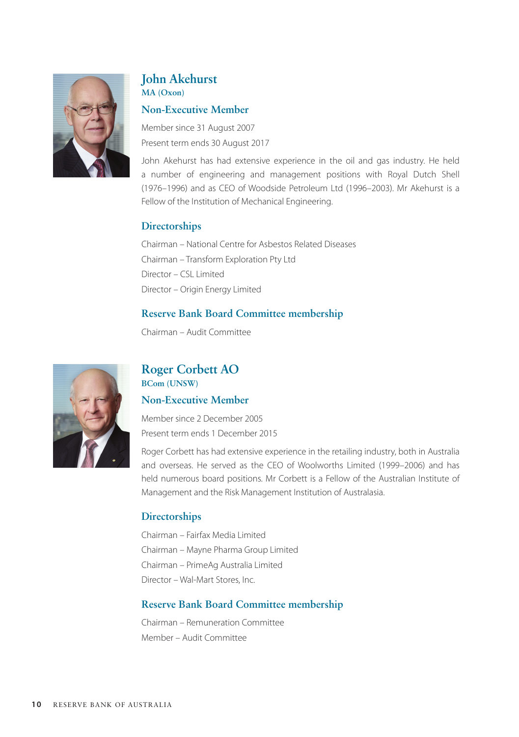## John Akehurst

**MA (Oxon)**

### Non-Executive Member

Member since 31 August 2007

Present term ends 30 August 2017

John Akehurst has had extensive experience in the oil and gas industry. He held a number of engineering and management positions with Royal Dutch Shell (1976–1996) and as CEO of Woodside Petroleum Ltd (1996–2003). Mr Akehurst is a Fellow of the Institution of Mechanical Engineering.

### Directorships

Chairman – National Centre for Asbestos Related Diseases

Chairman – Transform Exploration Pty Ltd

Director – CSL Limited

Director – Origin Energy Limited

### Reserve Bank Board Committee membership

Chairman – Audit Committee

## Roger Corbett AO

**BCom (UNSW)**

### Non-Executive Member

Member since 2 December 2005

Present term ends 1 December 2015

Roger Corbett has had extensive experience in the retailing industry, both in Australia and overseas. He served as the CEO of Woolworths Limited (1999–2006) and has held numerous board positions. Mr Corbett is a Fellow of the Australian Institute of Management and the Risk Management Institution of Australasia.

### Directorships

Chairman – Fairfax Media Limited

Chairman – Mayne Pharma Group Limited

Chairman – PrimeAg Australia Limited

Director – Wal-Mart Stores, Inc.

### Reserve Bank Board Committee membership

Chairman – Remuneration Committee

Member – Audit Committee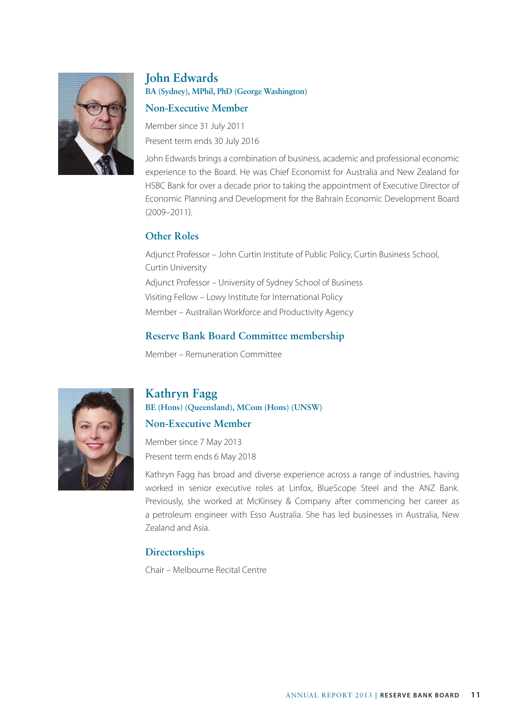## John Edwards

**BA (Sydney), MPhil, PhD (George Washington)**

### Non-Executive Member

Member since 31 July 2011

Present term ends 30 July 2016

John Edwards brings a combination of business, academic and professional economic experience to the Board. He was Chief Economist for Australia and New Zealand for HSBC Bank for over a decade prior to taking the appointment of Executive Director of Economic Planning and Development for the Bahrain Economic Development Board (2009–2011).

### Other Roles

Adjunct Professor – John Curtin Institute of Public Policy, Curtin Business School, Curtin University

Adjunct Professor – University of Sydney School of Business

Visiting Fellow – Lowy Institute for International Policy

Member – Australian Workforce and Productivity Agency

### Reserve Bank Board Committee membership

Member – Remuneration Committee

## Kathryn Fagg

**BE (Hons) (Queensland), MCom (Hons) (UNSW)**

### Non-Executive Member

Member since 7 May 2013

Present term ends 6 May 2018

Kathryn Fagg has broad and diverse experience across a range of industries, having worked in senior executive roles at Linfox, BlueScope Steel and the ANZ Bank. Previously, she worked at McKinsey & Company after commencing her career as a petroleum engineer with Esso Australia. She has led businesses in Australia, New Zealand and Asia.

### Directorships

Chair – Melbourne Recital Centre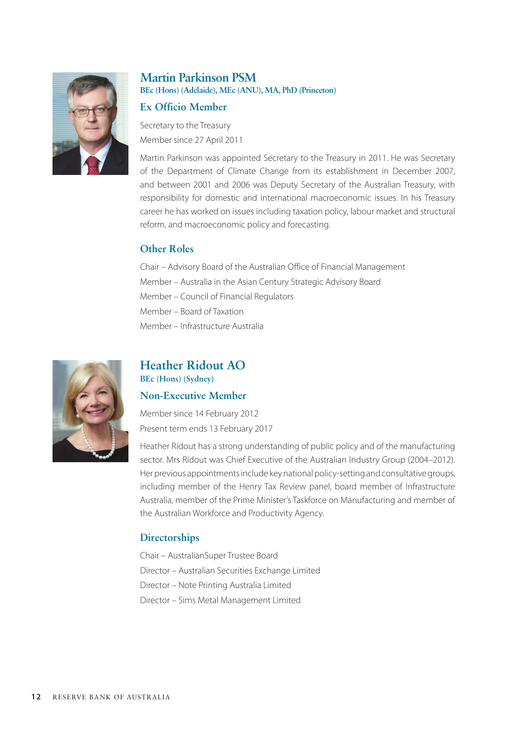## Martin Parkinson PSM

**BEc (Hons) (Adelaide), MEc (ANU), MA, PhD (Princeton)**

### Ex Officio Member

Secretary to the Treasury

Member since 27 April 2011

Martin Parkinson was appointed Secretary to the Treasury in 2011. He was Secretary of the Department of Climate Change from its establishment in December 2007, and between 2001 and 2006 was Deputy Secretary of the Australian Treasury, with responsibility for domestic and international macroeconomic issues. In his Treasury career he has worked on issues including taxation policy, labour market and structural reform, and macroeconomic policy and forecasting.

### Other Roles

Chair – Advisory Board of the Australian Office of Financial Management

Member – Australia in the Asian Century Strategic Advisory Board

Member – Council of Financial Regulators

Member – Board of Taxation

Member – Infrastructure Australia

## Heather Ridout AO

**BEc (Hons) (Sydney)**

### Non-Executive Member

Member since 14 February 2012

Present term ends 13 February 2017

Heather Ridout has a strong understanding of public policy and of the manufacturing sector. Mrs Ridout was Chief Executive of the Australian Industry Group (2004–2012). Her previous appointments include key national policy-setting and consultative groups, including member of the Henry Tax Review panel, board member of Infrastructure Australia, member of the Prime Minister's Taskforce on Manufacturing and member of the Australian Workforce and Productivity Agency.

### Directorships

Chair – AustralianSuper Trustee Board

Director – Australian Securities Exchange Limited

Director – Note Printing Australia Limited

Director – Sims Metal Management Limited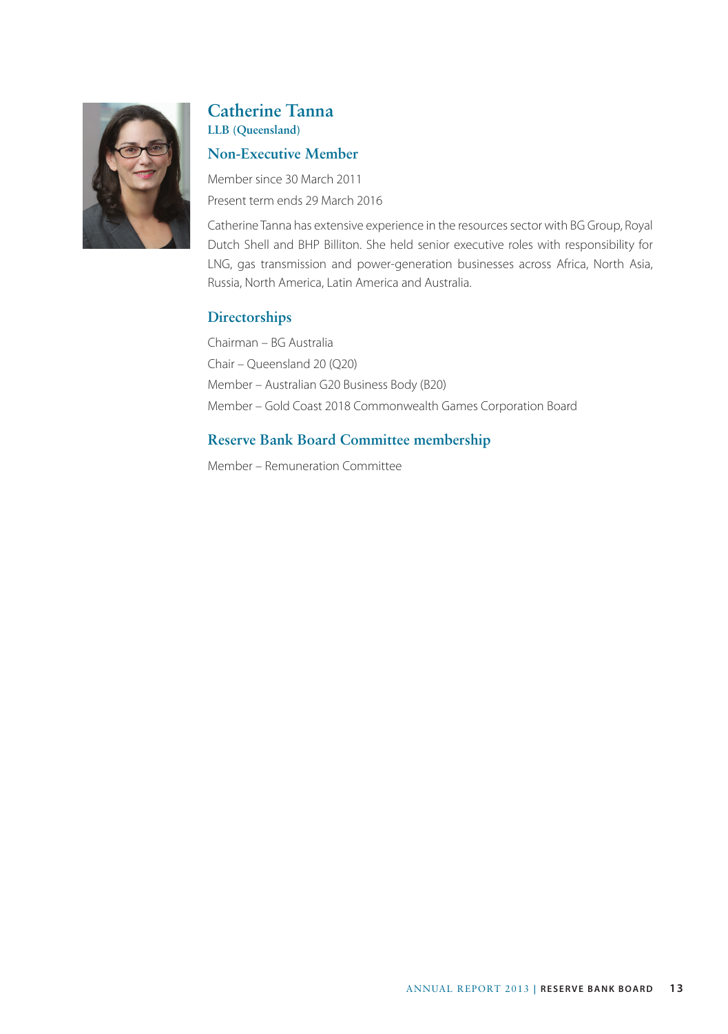## Catherine Tanna

**LLB (Queensland)**

### Non-Executive Member

Member since 30 March 2011

Present term ends 29 March 2016

Catherine Tanna has extensive experience in the resources sector with BG Group, Royal Dutch Shell and BHP Billiton. She held senior executive roles with responsibility for LNG, gas transmission and power-generation businesses across Africa, North Asia, Russia, North America, Latin America and Australia.

### Directorships

Chairman – BG Australia

Chair – Queensland 20 (Q20)

Member – Australian G20 Business Body (B20)

Member – Gold Coast 2018 Commonwealth Games Corporation Board

### Reserve Bank Board Committee membership

Member – Remuneration Committee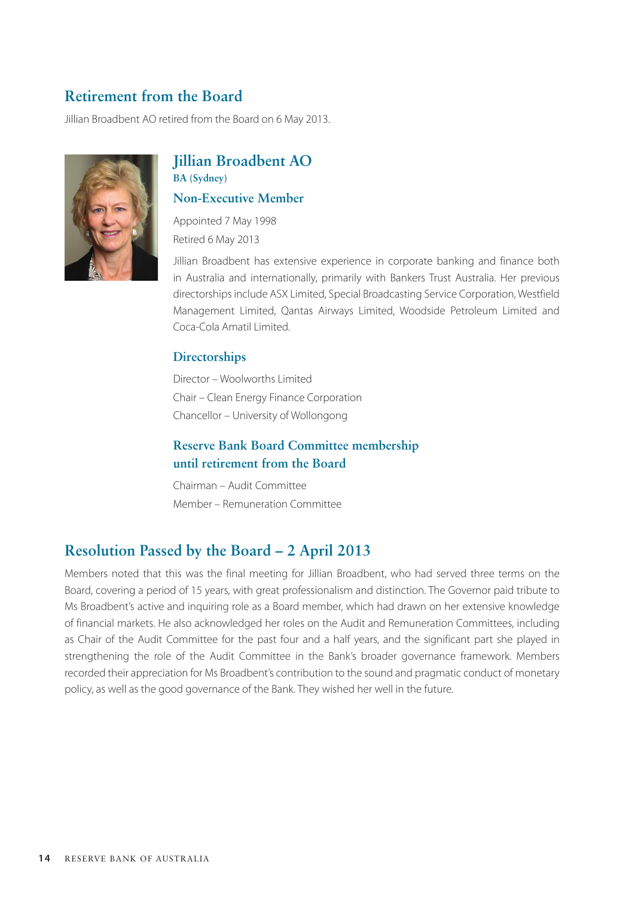## Retirement from the Board

Jillian Broadbent AO retired from the Board on 6 May 2013.

### Jillian Broadbent AO

**BA (Sydney)**

#### Non-Executive Member

Appointed 7 May 1998

Retired 6 May 2013

Jillian Broadbent has extensive experience in corporate banking and finance both in Australia and internationally, primarily with Bankers Trust Australia. Her previous directorships include ASX Limited, Special Broadcasting Service Corporation, Westfield Management Limited, Qantas Airways Limited, Woodside Petroleum Limited and Coca-Cola Amatil Limited.

#### Directorships

Director – Woolworths Limited

Chair – Clean Energy Finance Corporation

Chancellor – University of Wollongong

#### Reserve Bank Board Committee membership until retirement from the Board

Chairman – Audit Committee

Member – Remuneration Committee

## Resolution Passed by the Board – 2 April 2013

Members noted that this was the final meeting for Jillian Broadbent, who had served three terms on the Board, covering a period of 15 years, with great professionalism and distinction. The Governor paid tribute to Ms Broadbent's active and inquiring role as a Board member, which had drawn on her extensive knowledge of financial markets. He also acknowledged her roles on the Audit and Remuneration Committees, including as Chair of the Audit Committee for the past four and a half years, and the significant part she played in strengthening the role of the Audit Committee in the Bank's broader governance framework. Members recorded their appreciation for Ms Broadbent's contribution to the sound and pragmatic conduct of monetary policy, as well as the good governance of the Bank. They wished her well in the future.